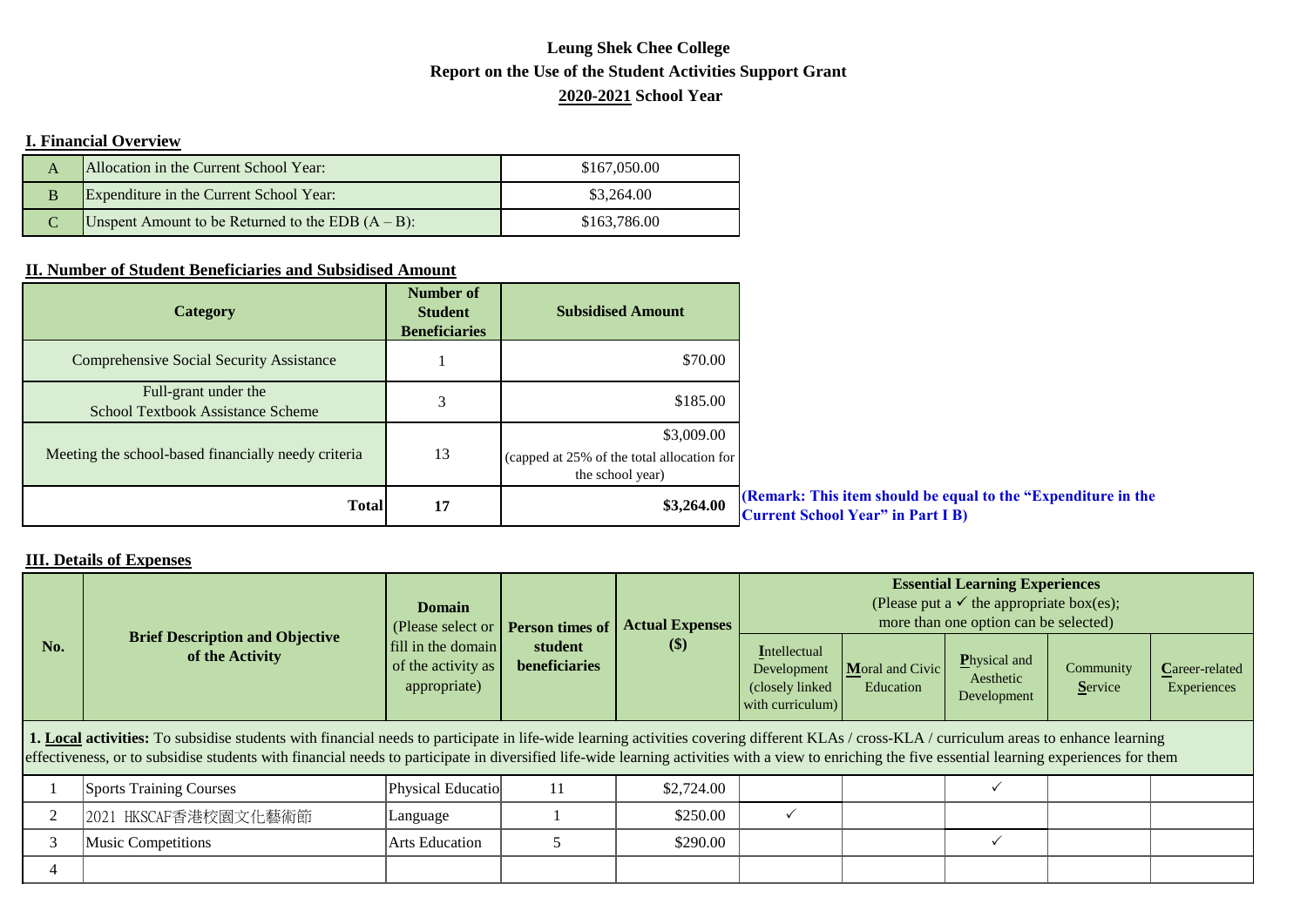**Leung Shek Chee College**

**Report on the Use of the Student Activities Support Grant**

**2020-2021 School Year**

## I. Financial Overview

| | | |
|---|---|---|
| A | Allocation in the Current School Year: | $167,050.00 |
| B | Expenditure in the Current School Year: | $3,264.00 |
| C | Unspent Amount to be Returned to the EDB (A – B): | $163,786.00 |

## II. Number of Student Beneficiaries and Subsidised Amount

| Category | Number of Student Beneficiaries | Subsidised Amount |
|---|---|---|
| Comprehensive Social Security Assistance | 1 | $70.00 |
| Full-grant under the School Textbook Assistance Scheme | 3 | $185.00 |
| Meeting the school-based financially needy criteria | 13 | $3,009.00 (capped at 25% of the total allocation for the school year) |
| **Total** | **17** | **$3,264.00** |

**(Remark: This item should be equal to the "Expenditure in the Current School Year" in Part I B)**

## III. Details of Expenses

| No. | Brief Description and Objective of the Activity | Domain (Please select or fill in the domain of the activity as appropriate) | Person times of student beneficiaries | Actual Expenses ($) | Essential Learning Experiences (Please put a ✓ the appropriate box(es); more than one option can be selected) | | | | |
|---|---|---|---|---|---|---|---|---|---|
| | | | | | Intellectual Development (closely linked with curriculum) | Moral and Civic Education | Physical and Aesthetic Development | Community Service | Career-related Experiences |
| **1. Local activities:** To subsidise students with financial needs to participate in life-wide learning activities covering different KLAs / cross-KLA / curriculum areas to enhance learning effectiveness, or to subsidise students with financial needs to participate in diversified life-wide learning activities with a view to enriching the five essential learning experiences for them | | | | | | | | | |
| 1 | Sports Training Courses | Physical Educatio | 11 | $2,724.00 | | | ✓ | | |
| 2 | 2021 HKSCAF香港校園文化藝術節 | Language | 1 | $250.00 | ✓ | | | | |
| 3 | Music Competitions | Arts Education | 5 | $290.00 | | | ✓ | | |
| 4 | | | | | | | | | |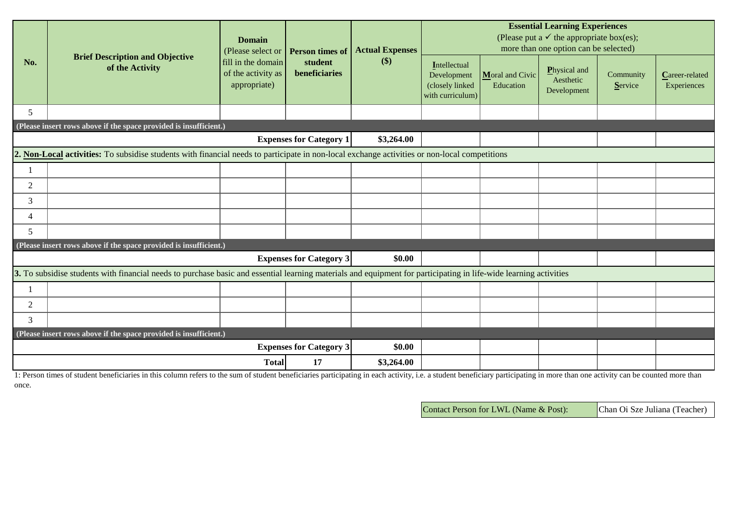| No. | Brief Description and Objective of the Activity | Domain (Please select or fill in the domain of the activity as appropriate) | Person times of student beneficiaries | Actual Expenses ($) | Essential Learning Experiences (Please put a ✓ the appropriate box(es); more than one option can be selected) | | | | |
|---|---|---|---|---|---|---|---|---|---|
| | | | | | **I**ntellectual Development (closely linked with curriculum) | **M**oral and Civic Education | **P**hysical and Aesthetic Development | Community **S**ervice | **C**areer-related Experiences |
| 5 | | | | | | | | | |
| **(Please insert rows above if the space provided is insufficient.)** | | | | | | | | | |
| | | | **Expenses for Category 1** | **$3,264.00** | | | | | |
| **2. Non-Local activities:** To subsidise students with financial needs to participate in non-local exchange activities or non-local competitions | | | | | | | | | |
| 1 | | | | | | | | | |
| 2 | | | | | | | | | |
| 3 | | | | | | | | | |
| 4 | | | | | | | | | |
| 5 | | | | | | | | | |
| **(Please insert rows above if the space provided is insufficient.)** | | | | | | | | | |
| | | | **Expenses for Category 3** | **$0.00** | | | | | |
| **3.** To subsidise students with financial needs to purchase basic and essential learning materials and equipment for participating in life-wide learning activities | | | | | | | | | |
| 1 | | | | | | | | | |
| 2 | | | | | | | | | |
| 3 | | | | | | | | | |
| **(Please insert rows above if the space provided is insufficient.)** | | | | | | | | | |
| | | | **Expenses for Category 3** | **$0.00** | | | | | |
| | | **Total** | **17** | **$3,264.00** | | | | | |

1: Person times of student beneficiaries in this column refers to the sum of student beneficiaries participating in each activity, i.e. a student beneficiary participating in more than one activity can be counted more than once.

| Contact Person for LWL (Name & Post): | Chan Oi Sze Juliana (Teacher) |
|---|---|